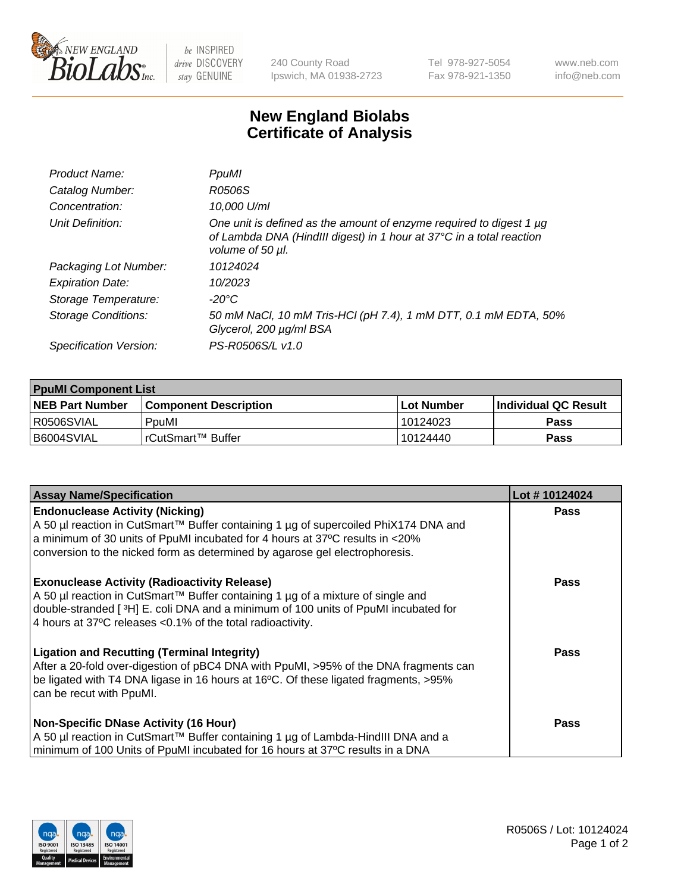# New England Biolabs Certificate of Analysis

| | |
|---|---|
| *Product Name:* | *PpuMI* |
| *Catalog Number:* | *R0506S* |
| *Concentration:* | *10,000 U/ml* |
| *Unit Definition:* | *One unit is defined as the amount of enzyme required to digest 1 µg of Lambda DNA (HindIII digest) in 1 hour at 37°C in a total reaction volume of 50 µl.* |
| *Packaging Lot Number:* | *10124024* |
| *Expiration Date:* | *10/2023* |
| *Storage Temperature:* | *-20°C* |
| *Storage Conditions:* | *50 mM NaCl, 10 mM Tris-HCl (pH 7.4), 1 mM DTT, 0.1 mM EDTA, 50% Glycerol, 200 µg/ml BSA* |
| *Specification Version:* | *PS-R0506S/L v1.0* |

| **PpuMI Component List** | | | |
|---|---|---|---|
| **NEB Part Number** | **Component Description** | **Lot Number** | **Individual QC Result** |
| R0506SVIAL | PpuMI | 10124023 | **Pass** |
| B6004SVIAL | rCutSmart™ Buffer | 10124440 | **Pass** |

| **Assay Name/Specification** | **Lot # 10124024** |
|---|---|
| **Endonuclease Activity (Nicking)** A 50 µl reaction in CutSmart™ Buffer containing 1 µg of supercoiled PhiX174 DNA and a minimum of 30 units of PpuMI incubated for 4 hours at 37ºC results in <20% conversion to the nicked form as determined by agarose gel electrophoresis. | **Pass** |
| **Exonuclease Activity (Radioactivity Release)** A 50 µl reaction in CutSmart™ Buffer containing 1 µg of a mixture of single and double-stranded [ $^{3}$H] E. coli DNA and a minimum of 100 units of PpuMI incubated for 4 hours at 37ºC releases <0.1% of the total radioactivity. | **Pass** |
| **Ligation and Recutting (Terminal Integrity)** After a 20-fold over-digestion of pBC4 DNA with PpuMI, >95% of the DNA fragments can be ligated with T4 DNA ligase in 16 hours at 16ºC. Of these ligated fragments, >95% can be recut with PpuMI. | **Pass** |
| **Non-Specific DNase Activity (16 Hour)** A 50 µl reaction in CutSmart™ Buffer containing 1 µg of Lambda-HindIII DNA and a minimum of 100 Units of PpuMI incubated for 16 hours at 37ºC results in a DNA | **Pass** |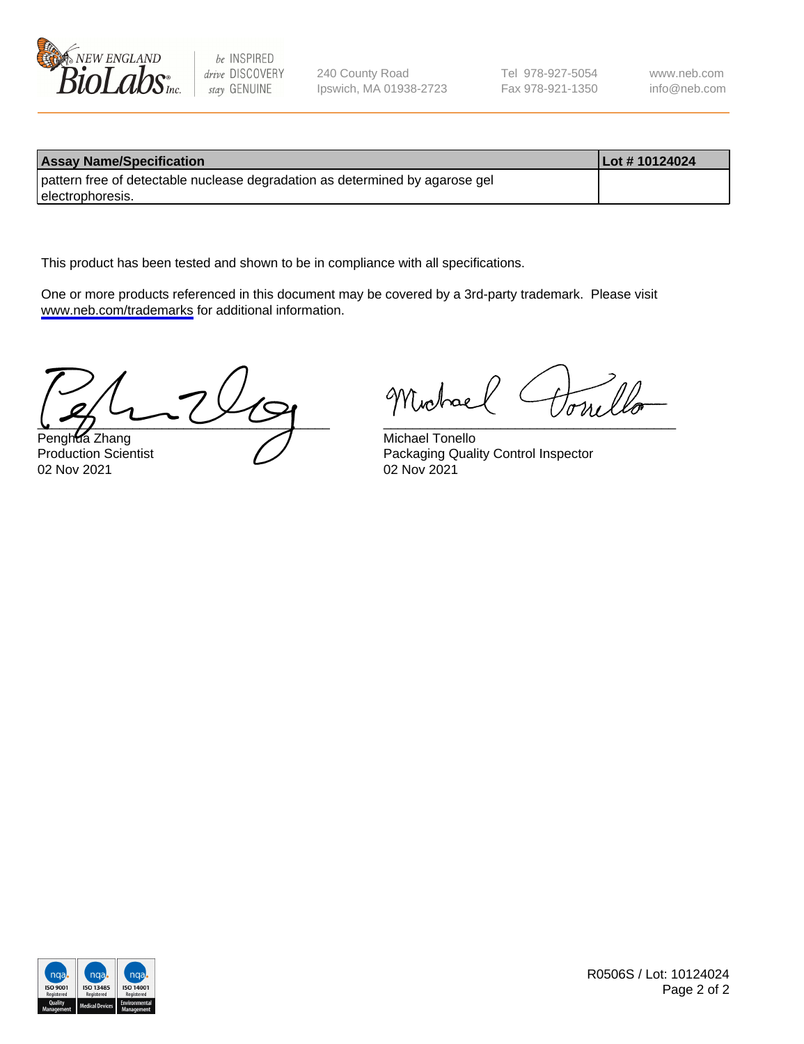| Assay Name/Specification | Lot # 10124024 |
|---|---|
| pattern free of detectable nuclease degradation as determined by agarose gel electrophoresis. | |

This product has been tested and shown to be in compliance with all specifications.

One or more products referenced in this document may be covered by a 3rd-party trademark. Please visit www.neb.com/trademarks for additional information.

Penghua Zhang
Production Scientist
02 Nov 2021

Michael Tonello
Packaging Quality Control Inspector
02 Nov 2021

R0506S / Lot: 10124024